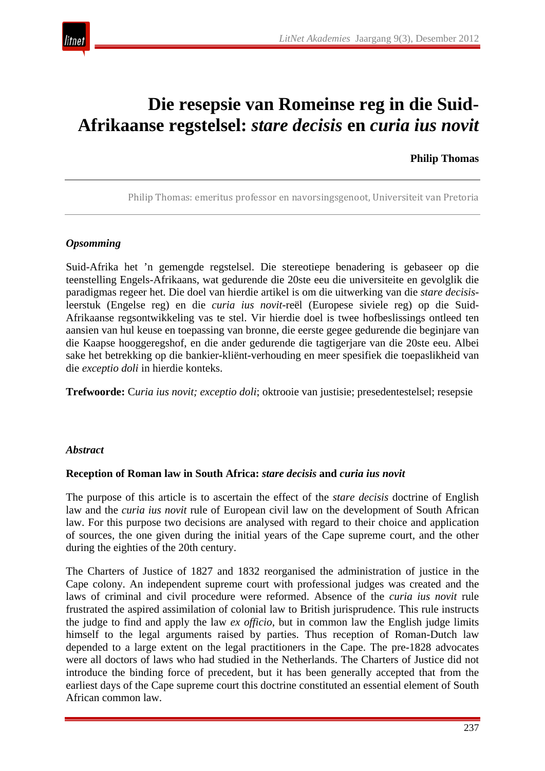# Die resepsie van Romeinse reg in die Suid-Afrikaanse regstelsel: *stare decisis* en *curia ius novit*

**Philip Thomas**

Philip Thomas: emeritus professor en navorsingsgenoot, Universiteit van Pretoria

### *Opsomming*

Suid-Afrika het 'n gemengde regstelsel. Die stereotiepe benadering is gebaseer op die teenstelling Engels-Afrikaans, wat gedurende die 20ste eeu die universiteite en gevolglik die paradigmas regeer het. Die doel van hierdie artikel is om die uitwerking van die *stare decisis*-leerstuk (Engelse reg) en die *curia ius novit*-reël (Europese siviele reg) op die Suid-Afrikaanse regsontwikkeling vas te stel. Vir hierdie doel is twee hofbeslissings ontleed ten aansien van hul keuse en toepassing van bronne, die eerste gegee gedurende die beginjare van die Kaapse hooggeregshof, en die ander gedurende die tagtigerjare van die 20ste eeu. Albei sake het betrekking op die bankier-kliënt-verhouding en meer spesifiek die toepaslikheid van die *exceptio doli* in hierdie konteks.

**Trefwoorde:** C*uria ius novit; exceptio doli*; oktrooie van justisie; presedentestelsel; resepsie

### *Abstract*

**Reception of Roman law in South Africa: *stare decisis* and *curia ius novit***

The purpose of this article is to ascertain the effect of the *stare decisis* doctrine of English law and the *curia ius novit* rule of European civil law on the development of South African law. For this purpose two decisions are analysed with regard to their choice and application of sources, the one given during the initial years of the Cape supreme court, and the other during the eighties of the 20th century.

The Charters of Justice of 1827 and 1832 reorganised the administration of justice in the Cape colony. An independent supreme court with professional judges was created and the laws of criminal and civil procedure were reformed. Absence of the *curia ius novit* rule frustrated the aspired assimilation of colonial law to British jurisprudence. This rule instructs the judge to find and apply the law *ex officio*, but in common law the English judge limits himself to the legal arguments raised by parties. Thus reception of Roman-Dutch law depended to a large extent on the legal practitioners in the Cape. The pre-1828 advocates were all doctors of laws who had studied in the Netherlands. The Charters of Justice did not introduce the binding force of precedent, but it has been generally accepted that from the earliest days of the Cape supreme court this doctrine constituted an essential element of South African common law.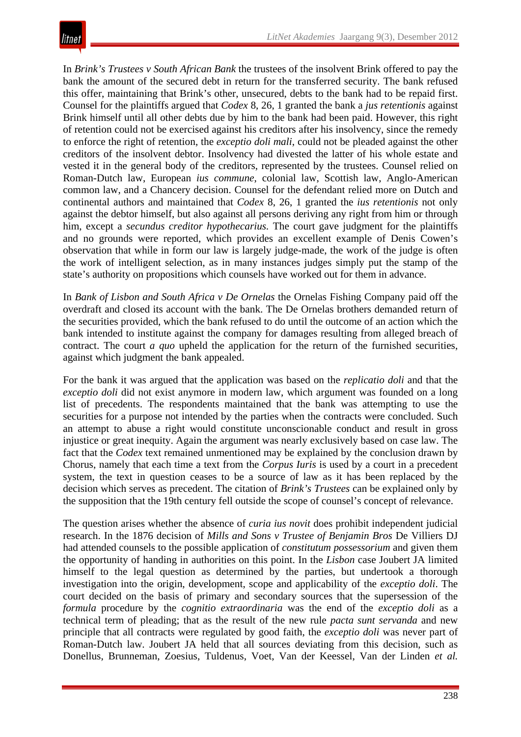In *Brink's Trustees v South African Bank* the trustees of the insolvent Brink offered to pay the bank the amount of the secured debt in return for the transferred security. The bank refused this offer, maintaining that Brink's other, unsecured, debts to the bank had to be repaid first. Counsel for the plaintiffs argued that *Codex* 8, 26, 1 granted the bank a *jus retentionis* against Brink himself until all other debts due by him to the bank had been paid. However, this right of retention could not be exercised against his creditors after his insolvency, since the remedy to enforce the right of retention, the *exceptio doli mali*, could not be pleaded against the other creditors of the insolvent debtor. Insolvency had divested the latter of his whole estate and vested it in the general body of the creditors, represented by the trustees. Counsel relied on Roman-Dutch law, European *ius commune*, colonial law, Scottish law, Anglo-American common law, and a Chancery decision. Counsel for the defendant relied more on Dutch and continental authors and maintained that *Codex* 8, 26, 1 granted the *ius retentionis* not only against the debtor himself, but also against all persons deriving any right from him or through him, except a *secundus creditor hypothecarius*. The court gave judgment for the plaintiffs and no grounds were reported, which provides an excellent example of Denis Cowen's observation that while in form our law is largely judge-made, the work of the judge is often the work of intelligent selection, as in many instances judges simply put the stamp of the state's authority on propositions which counsels have worked out for them in advance.

In *Bank of Lisbon and South Africa v De Ornelas* the Ornelas Fishing Company paid off the overdraft and closed its account with the bank. The De Ornelas brothers demanded return of the securities provided, which the bank refused to do until the outcome of an action which the bank intended to institute against the company for damages resulting from alleged breach of contract. The court *a quo* upheld the application for the return of the furnished securities, against which judgment the bank appealed.

For the bank it was argued that the application was based on the *replicatio doli* and that the *exceptio doli* did not exist anymore in modern law, which argument was founded on a long list of precedents. The respondents maintained that the bank was attempting to use the securities for a purpose not intended by the parties when the contracts were concluded. Such an attempt to abuse a right would constitute unconscionable conduct and result in gross injustice or great inequity. Again the argument was nearly exclusively based on case law. The fact that the *Codex* text remained unmentioned may be explained by the conclusion drawn by Chorus, namely that each time a text from the *Corpus Iuris* is used by a court in a precedent system, the text in question ceases to be a source of law as it has been replaced by the decision which serves as precedent. The citation of *Brink's Trustees* can be explained only by the supposition that the 19th century fell outside the scope of counsel's concept of relevance.

The question arises whether the absence of *curia ius novit* does prohibit independent judicial research. In the 1876 decision of *Mills and Sons v Trustee of Benjamin Bros* De Villiers DJ had attended counsels to the possible application of *constitutum possessorium* and given them the opportunity of handing in authorities on this point. In the *Lisbon* case Joubert JA limited himself to the legal question as determined by the parties, but undertook a thorough investigation into the origin, development, scope and applicability of the *exceptio doli*. The court decided on the basis of primary and secondary sources that the supersession of the *formula* procedure by the *cognitio extraordinaria* was the end of the *exceptio doli* as a technical term of pleading; that as the result of the new rule *pacta sunt servanda* and new principle that all contracts were regulated by good faith, the *exceptio doli* was never part of Roman-Dutch law. Joubert JA held that all sources deviating from this decision, such as Donellus, Brunneman, Zoesius, Tuldenus, Voet, Van der Keessel, Van der Linden *et al.*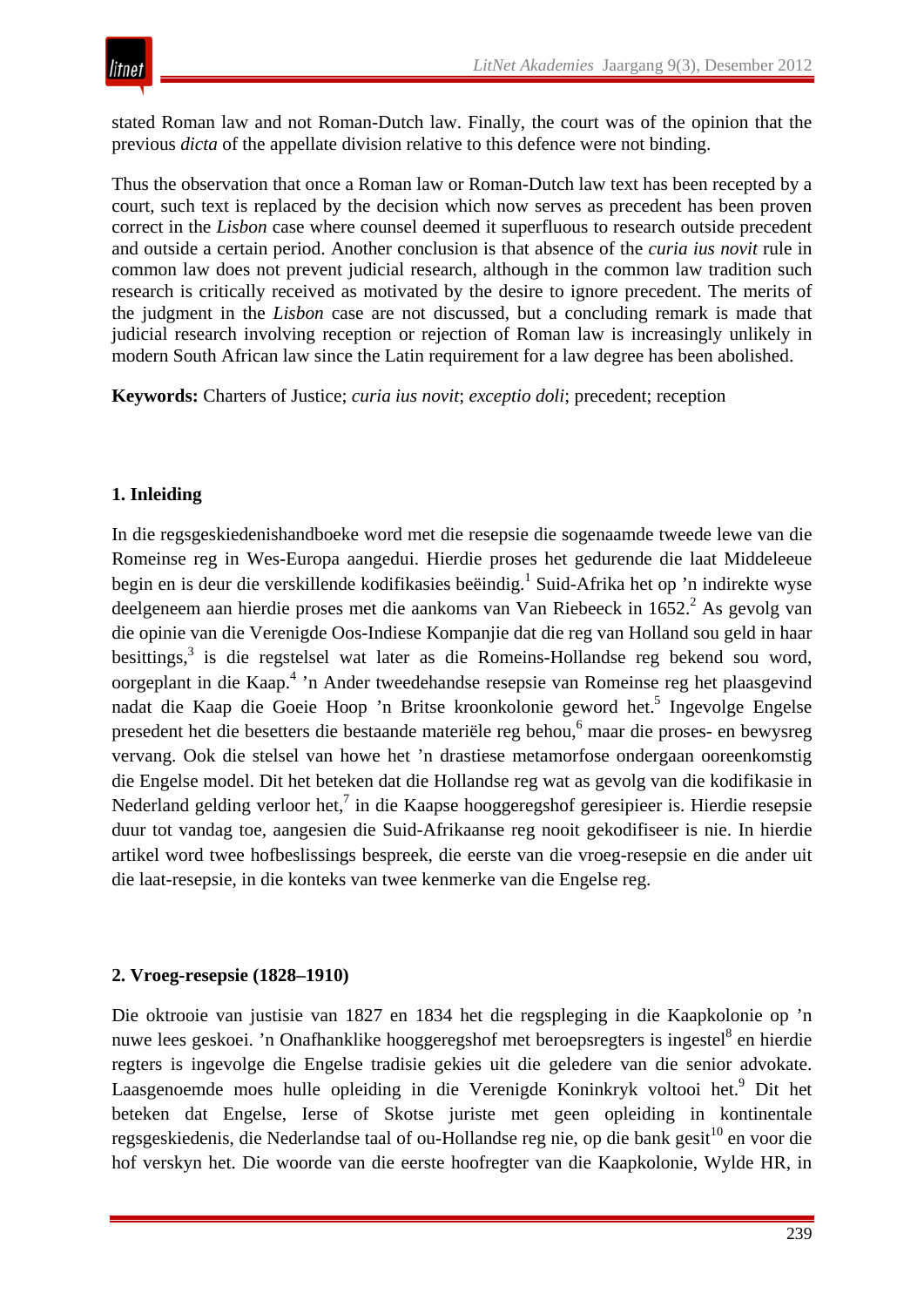stated Roman law and not Roman-Dutch law. Finally, the court was of the opinion that the previous *dicta* of the appellate division relative to this defence were not binding.

Thus the observation that once a Roman law or Roman-Dutch law text has been recepted by a court, such text is replaced by the decision which now serves as precedent has been proven correct in the *Lisbon* case where counsel deemed it superfluous to research outside precedent and outside a certain period. Another conclusion is that absence of the *curia ius novit* rule in common law does not prevent judicial research, although in the common law tradition such research is critically received as motivated by the desire to ignore precedent. The merits of the judgment in the *Lisbon* case are not discussed, but a concluding remark is made that judicial research involving reception or rejection of Roman law is increasingly unlikely in modern South African law since the Latin requirement for a law degree has been abolished.

**Keywords:** Charters of Justice; *curia ius novit*; *exceptio doli*; precedent; reception

## 1. Inleiding

In die regsgeskiedenishandboeke word met die resepsie die sogenaamde tweede lewe van die Romeinse reg in Wes-Europa aangedui. Hierdie proses het gedurende die laat Middeleeue begin en is deur die verskillende kodifikasies beëindig.[1] Suid-Afrika het op ’n indirekte wyse deelgeneem aan hierdie proses met die aankoms van Van Riebeeck in 1652.[2] As gevolg van die opinie van die Verenigde Oos-Indiese Kompanjie dat die reg van Holland sou geld in haar besittings,[3] is die regstelsel wat later as die Romeins-Hollandse reg bekend sou word, oorgeplant in die Kaap.[4] ’n Ander tweedehandse resepsie van Romeinse reg het plaasgevind nadat die Kaap die Goeie Hoop ’n Britse kroonkolonie geword het.[5] Ingevolge Engelse presedent het die besetters die bestaande materiële reg behou,[6] maar die proses- en bewysreg vervang. Ook die stelsel van howe het ’n drastiese metamorfose ondergaan ooreenkomstig die Engelse model. Dit het beteken dat die Hollandse reg wat as gevolg van die kodifikasie in Nederland gelding verloor het,[7] in die Kaapse hooggeregshof geresipieer is. Hierdie resepsie duur tot vandag toe, aangesien die Suid-Afrikaanse reg nooit gekodifiseer is nie. In hierdie artikel word twee hofbeslissings bespreek, die eerste van die vroeg-resepsie en die ander uit die laat-resepsie, in die konteks van twee kenmerke van die Engelse reg.

## 2. Vroeg-resepsie (1828–1910)

Die oktrooie van justisie van 1827 en 1834 het die regspleging in die Kaapkolonie op ’n nuwe lees geskoei. ’n Onafhanklike hooggeregshof met beroepsregters is ingestel[8] en hierdie regters is ingevolge die Engelse tradisie gekies uit die geledere van die senior advokate. Laasgenoemde moes hulle opleiding in die Verenigde Koninkryk voltooi het.[9] Dit het beteken dat Engelse, Ierse of Skotse juriste met geen opleiding in kontinentale regsgeskiedenis, die Nederlandse taal of ou-Hollandse reg nie, op die bank gesit[10] en voor die hof verskyn het. Die woorde van die eerste hoofregter van die Kaapkolonie, Wylde HR, in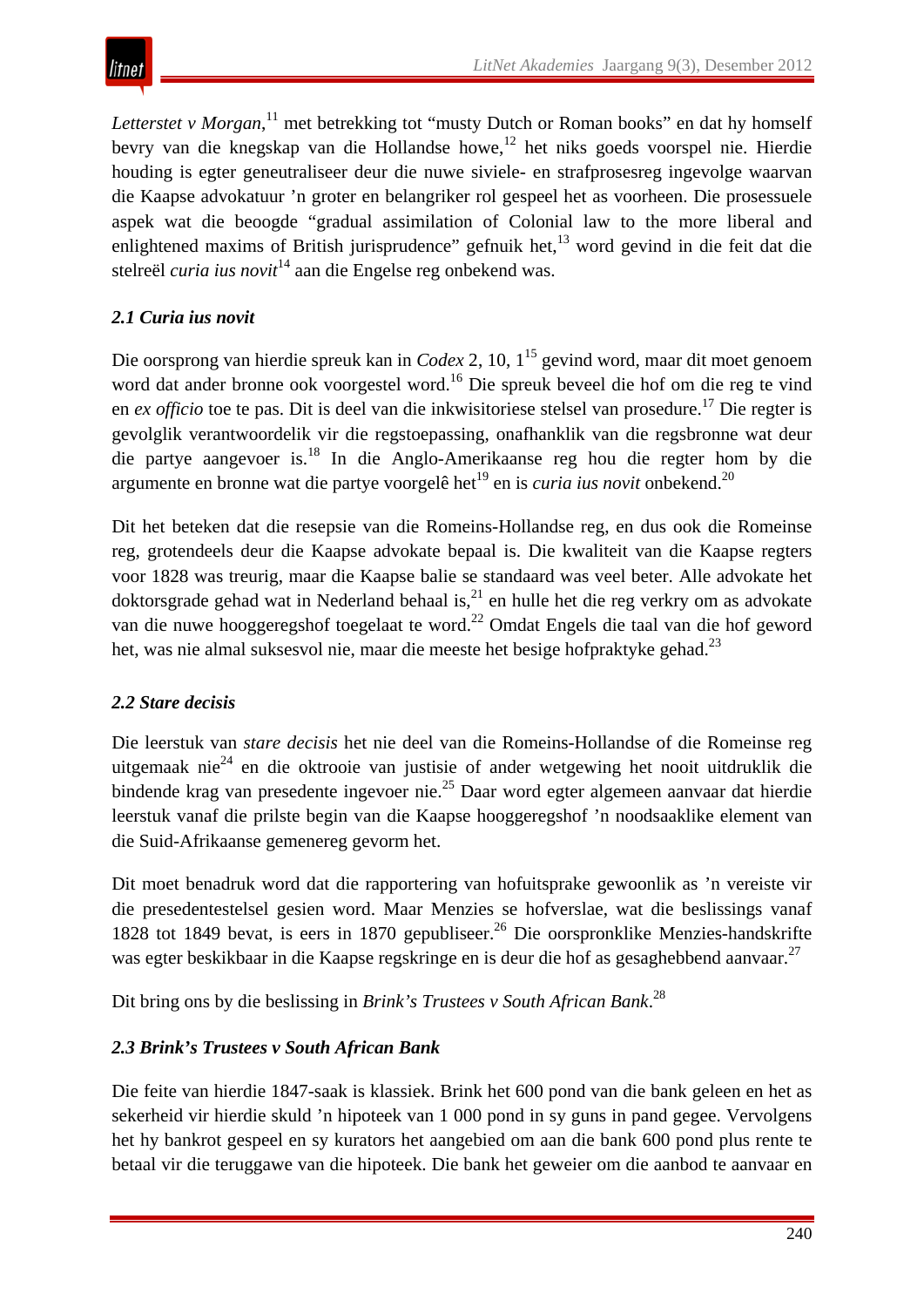*Letterstet v Morgan*,[11] met betrekking tot "musty Dutch or Roman books" en dat hy homself bevry van die knegskap van die Hollandse howe,[12] het niks goeds voorspel nie. Hierdie houding is egter geneutraliseer deur die nuwe siviele- en strafprosesreg ingevolge waarvan die Kaapse advokatuur 'n groter en belangriker rol gespeel het as voorheen. Die prosessuele aspek wat die beoogde "gradual assimilation of Colonial law to the more liberal and enlightened maxims of British jurisprudence" gefnuik het,[13] word gevind in die feit dat die stelreël *curia ius novit*[14] aan die Engelse reg onbekend was.

### *2.1 Curia ius novit*

Die oorsprong van hierdie spreuk kan in *Codex* 2, 10, 1[15] gevind word, maar dit moet genoem word dat ander bronne ook voorgestel word.[16] Die spreuk beveel die hof om die reg te vind en *ex officio* toe te pas. Dit is deel van die inkwisitoriese stelsel van prosedure.[17] Die regter is gevolglik verantwoordelik vir die regstoepassing, onafhanklik van die regsbronne wat deur die partye aangevoer is.[18] In die Anglo-Amerikaanse reg hou die regter hom by die argumente en bronne wat die partye voorgelê het[19] en is *curia ius novit* onbekend.[20]

Dit het beteken dat die resepsie van die Romeins-Hollandse reg, en dus ook die Romeinse reg, grotendeels deur die Kaapse advokate bepaal is. Die kwaliteit van die Kaapse regters voor 1828 was treurig, maar die Kaapse balie se standaard was veel beter. Alle advokate het doktorsgrade gehad wat in Nederland behaal is,[21] en hulle het die reg verkry om as advokate van die nuwe hooggeregshof toegelaat te word.[22] Omdat Engels die taal van die hof geword het, was nie almal suksesvol nie, maar die meeste het besige hofpraktyke gehad.[23]

### *2.2 Stare decisis*

Die leerstuk van *stare decisis* het nie deel van die Romeins-Hollandse of die Romeinse reg uitgemaak nie[24] en die oktrooie van justisie of ander wetgewing het nooit uitdruklik die bindende krag van presedente ingevoer nie.[25] Daar word egter algemeen aanvaar dat hierdie leerstuk vanaf die prilste begin van die Kaapse hooggeregshof 'n noodsaaklike element van die Suid-Afrikaanse gemenereg gevorm het.

Dit moet benadruk word dat die rapportering van hofuitsprake gewoonlik as 'n vereiste vir die presedentestelsel gesien word. Maar Menzies se hofverslae, wat die beslissings vanaf 1828 tot 1849 bevat, is eers in 1870 gepubliseer.[26] Die oorspronklike Menzies-handskrifte was egter beskikbaar in die Kaapse regskringe en is deur die hof as gesaghebbend aanvaar.[27]

Dit bring ons by die beslissing in *Brink's Trustees v South African Bank*.[28]

### *2.3 Brink's Trustees v South African Bank*

Die feite van hierdie 1847-saak is klassiek. Brink het 600 pond van die bank geleen en het as sekerheid vir hierdie skuld 'n hipoteek van 1 000 pond in sy guns in pand gegee. Vervolgens het hy bankrot gespeel en sy kurators het aangebied om aan die bank 600 pond plus rente te betaal vir die teruggawe van die hipoteek. Die bank het geweier om die aanbod te aanvaar en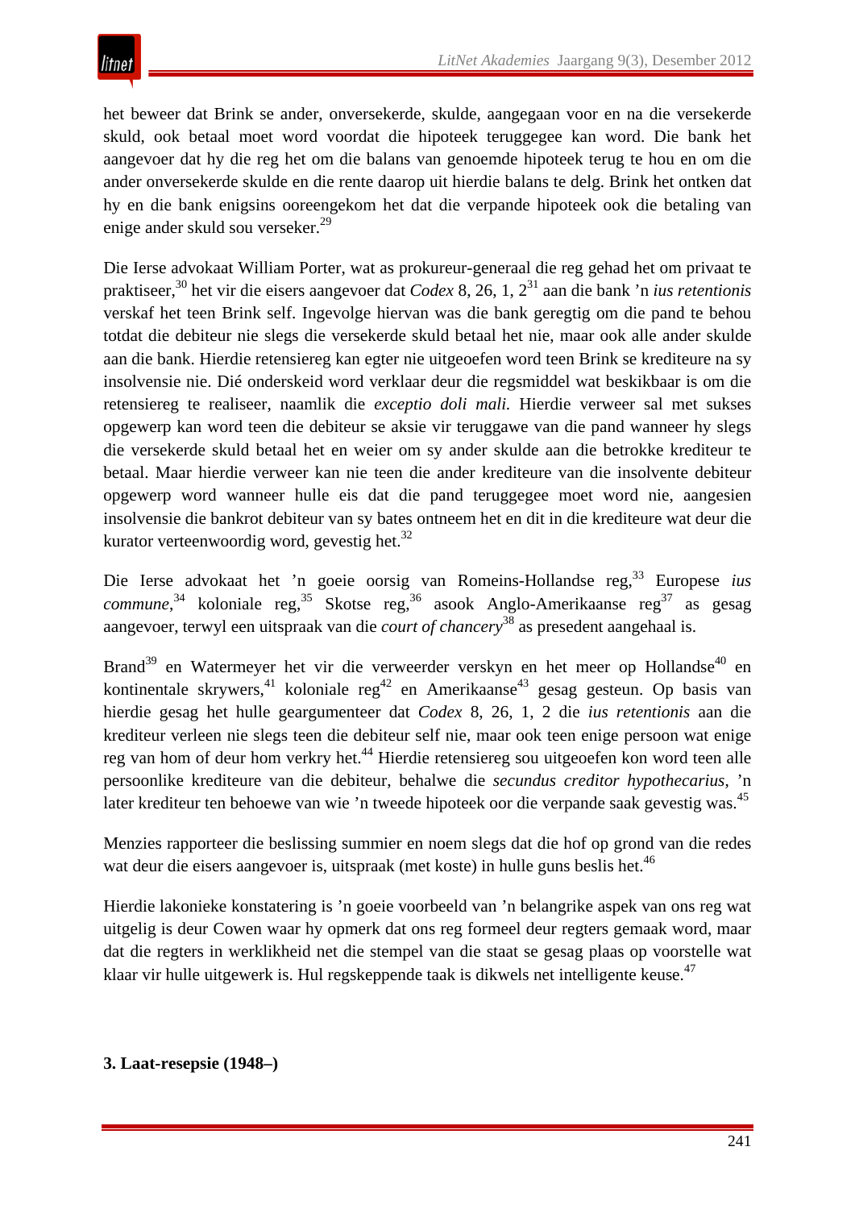het beweer dat Brink se ander, onversekerde, skulde, aangegaan voor en na die versekerde skuld, ook betaal moet word voordat die hipoteek teruggegee kan word. Die bank het aangevoer dat hy die reg het om die balans van genoemde hipoteek terug te hou en om die ander onversekerde skulde en die rente daarop uit hierdie balans te delg. Brink het ontken dat hy en die bank enigsins ooreengekom het dat die verpande hipoteek ook die betaling van enige ander skuld sou verseker.[29]

Die Ierse advokaat William Porter, wat as prokureur-generaal die reg gehad het om privaat te praktiseer,[30] het vir die eisers aangevoer dat *Codex* 8, 26, 1, 2[31] aan die bank 'n *ius retentionis* verskaf het teen Brink self. Ingevolge hiervan was die bank geregtig om die pand te behou totdat die debiteur nie slegs die versekerde skuld betaal het nie, maar ook alle ander skulde aan die bank. Hierdie retensiereg kan egter nie uitgeoefen word teen Brink se krediteure na sy insolvensie nie. Dié onderskeid word verklaar deur die regsmiddel wat beskikbaar is om die retensiereg te realiseer, naamlik die *exceptio doli mali*. Hierdie verweer sal met sukses opgewerp kan word teen die debiteur se aksie vir teruggawe van die pand wanneer hy slegs die versekerde skuld betaal het en weier om sy ander skulde aan die betrokke krediteur te betaal. Maar hierdie verweer kan nie teen die ander krediteure van die insolvente debiteur opgewerp word wanneer hulle eis dat die pand teruggegee moet word nie, aangesien insolvensie die bankrot debiteur van sy bates ontneem het en dit in die krediteure wat deur die kurator verteenwoordig word, gevestig het.[32]

Die Ierse advokaat het 'n goeie oorsig van Romeins-Hollandse reg,[33] Europese *ius commune*,[34] koloniale reg,[35] Skotse reg,[36] asook Anglo-Amerikaanse reg[37] as gesag aangevoer, terwyl een uitspraak van die *court of chancery*[38] as presedent aangehaal is.

Brand[39] en Watermeyer het vir die verweerder verskyn en het meer op Hollandse[40] en kontinentale skrywers,[41] koloniale reg[42] en Amerikaanse[43] gesag gesteun. Op basis van hierdie gesag het hulle geargumenteer dat *Codex* 8, 26, 1, 2 die *ius retentionis* aan die krediteur verleen nie slegs teen die debiteur self nie, maar ook teen enige persoon wat enige reg van hom of deur hom verkry het.[44] Hierdie retensiereg sou uitgeoefen kon word teen alle persoonlike krediteure van die debiteur, behalwe die *secundus creditor hypothecarius*, 'n later krediteur ten behoewe van wie 'n tweede hipoteek oor die verpande saak gevestig was.[45]

Menzies rapporteer die beslissing summier en noem slegs dat die hof op grond van die redes wat deur die eisers aangevoer is, uitspraak (met koste) in hulle guns beslis het.[46]

Hierdie lakonieke konstatering is 'n goeie voorbeeld van 'n belangrike aspek van ons reg wat uitgelig is deur Cowen waar hy opmerk dat ons reg formeel deur regters gemaak word, maar dat die regters in werklikheid net die stempel van die staat se gesag plaas op voorstelle wat klaar vir hulle uitgewerk is. Hul regskeppende taak is dikwels net intelligente keuse.[47]

**3. Laat-resepsie (1948–)**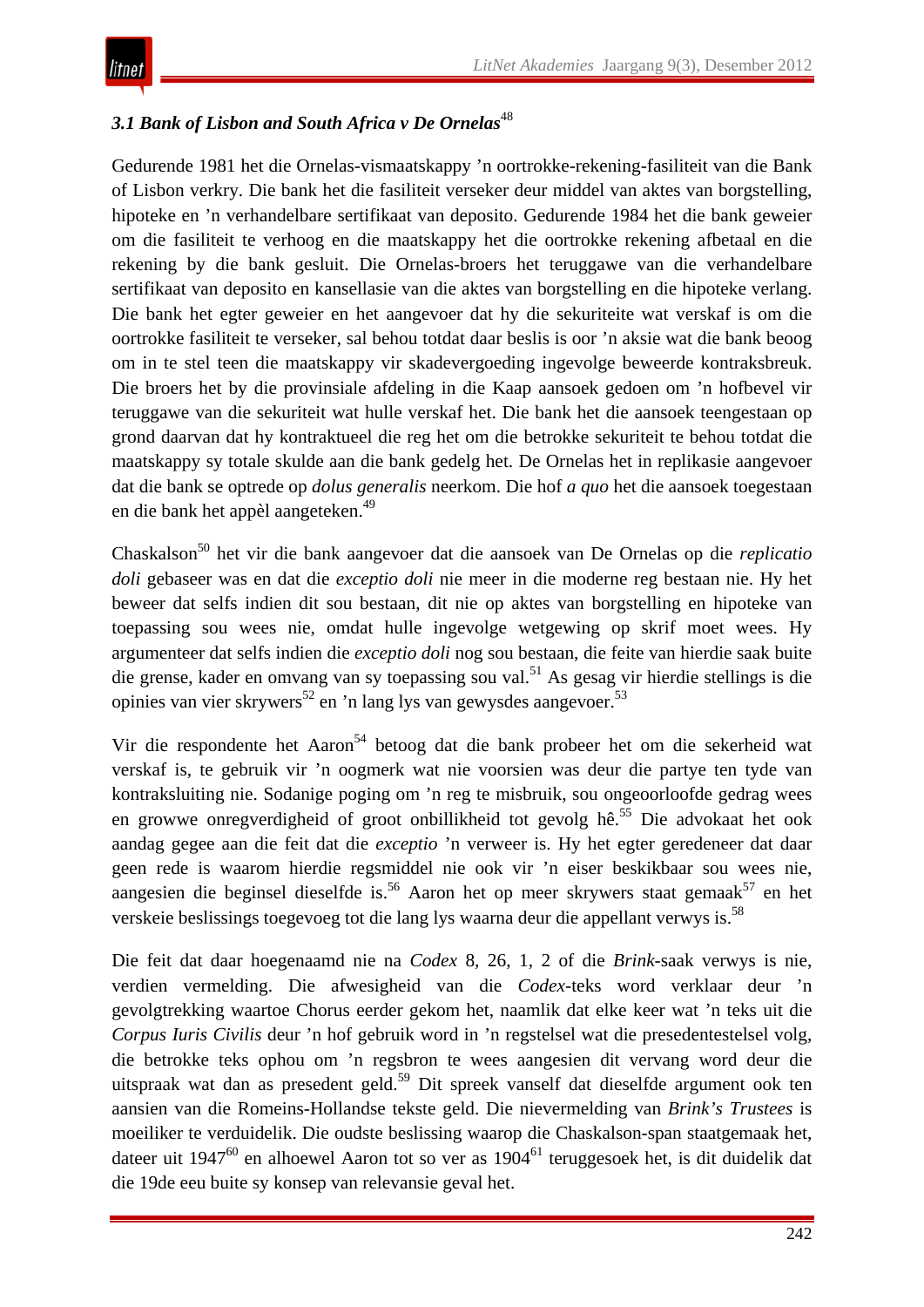### *3.1 Bank of Lisbon and South Africa v De Ornelas*[48]

Gedurende 1981 het die Ornelas-vismaatskappy ’n oortrokke-rekening-fasiliteit van die Bank of Lisbon verkry. Die bank het die fasiliteit verseker deur middel van aktes van borgstelling, hipoteke en ’n verhandelbare sertifikaat van deposito. Gedurende 1984 het die bank geweier om die fasiliteit te verhoog en die maatskappy het die oortrokke rekening afbetaal en die rekening by die bank gesluit. Die Ornelas-broers het teruggawe van die verhandelbare sertifikaat van deposito en kansellasie van die aktes van borgstelling en die hipoteke verlang. Die bank het egter geweier en het aangevoer dat hy die sekuriteite wat verskaf is om die oortrokke fasiliteit te verseker, sal behou totdat daar beslis is oor ’n aksie wat die bank beoog om in te stel teen die maatskappy vir skadevergoeding ingevolge beweerde kontraksbreuk. Die broers het by die provinsiale afdeling in die Kaap aansoek gedoen om ’n hofbevel vir teruggawe van die sekuriteit wat hulle verskaf het. Die bank het die aansoek teengestaan op grond daarvan dat hy kontraktueel die reg het om die betrokke sekuriteit te behou totdat die maatskappy sy totale skulde aan die bank gedelg het. De Ornelas het in replikasie aangevoer dat die bank se optrede op *dolus generalis* neerkom. Die hof *a quo* het die aansoek toegestaan en die bank het appèl aangeteken.[49]

Chaskalson[50] het vir die bank aangevoer dat die aansoek van De Ornelas op die *replicatio doli* gebaseer was en dat die *exceptio doli* nie meer in die moderne reg bestaan nie. Hy het beweer dat selfs indien dit sou bestaan, dit nie op aktes van borgstelling en hipoteke van toepassing sou wees nie, omdat hulle ingevolge wetgewing op skrif moet wees. Hy argumenteer dat selfs indien die *exceptio doli* nog sou bestaan, die feite van hierdie saak buite die grense, kader en omvang van sy toepassing sou val.[51] As gesag vir hierdie stellings is die opinies van vier skrywers[52] en ’n lang lys van gewysdes aangevoer.[53]

Vir die respondente het Aaron[54] betoog dat die bank probeer het om die sekerheid wat verskaf is, te gebruik vir ’n oogmerk wat nie voorsien was deur die partye ten tyde van kontraksluiting nie. Sodanige poging om ’n reg te misbruik, sou ongeoorloofde gedrag wees en growwe onregverdigheid of groot onbillikheid tot gevolg hê.[55] Die advokaat het ook aandag gegee aan die feit dat die *exceptio* ’n verweer is. Hy het egter geredeneer dat daar geen rede is waarom hierdie regsmiddel nie ook vir ’n eiser beskikbaar sou wees nie, aangesien die beginsel dieselfde is.[56] Aaron het op meer skrywers staat gemaak[57] en het verskeie beslissings toegevoeg tot die lang lys waarna deur die appellant verwys is.[58]

Die feit dat daar hoegenaamd nie na *Codex* 8, 26, 1, 2 of die *Brink*-saak verwys is nie, verdien vermelding. Die afwesigheid van die *Codex*-teks word verklaar deur ’n gevolgtrekking waartoe Chorus eerder gekom het, naamlik dat elke keer wat ’n teks uit die *Corpus Iuris Civilis* deur ’n hof gebruik word in ’n regstelsel wat die presedentestelsel volg, die betrokke teks ophou om ’n regsbron te wees aangesien dit vervang word deur die uitspraak wat dan as presedent geld.[59] Dit spreek vanself dat dieselfde argument ook ten aansien van die Romeins-Hollandse tekste geld. Die nievermelding van *Brink’s Trustees* is moeiliker te verduidelik. Die oudste beslissing waarop die Chaskalson-span staatgemaak het, dateer uit 1947[60] en alhoewel Aaron tot so ver as 1904[61] teruggesoek het, is dit duidelik dat die 19de eeu buite sy konsep van relevansie geval het.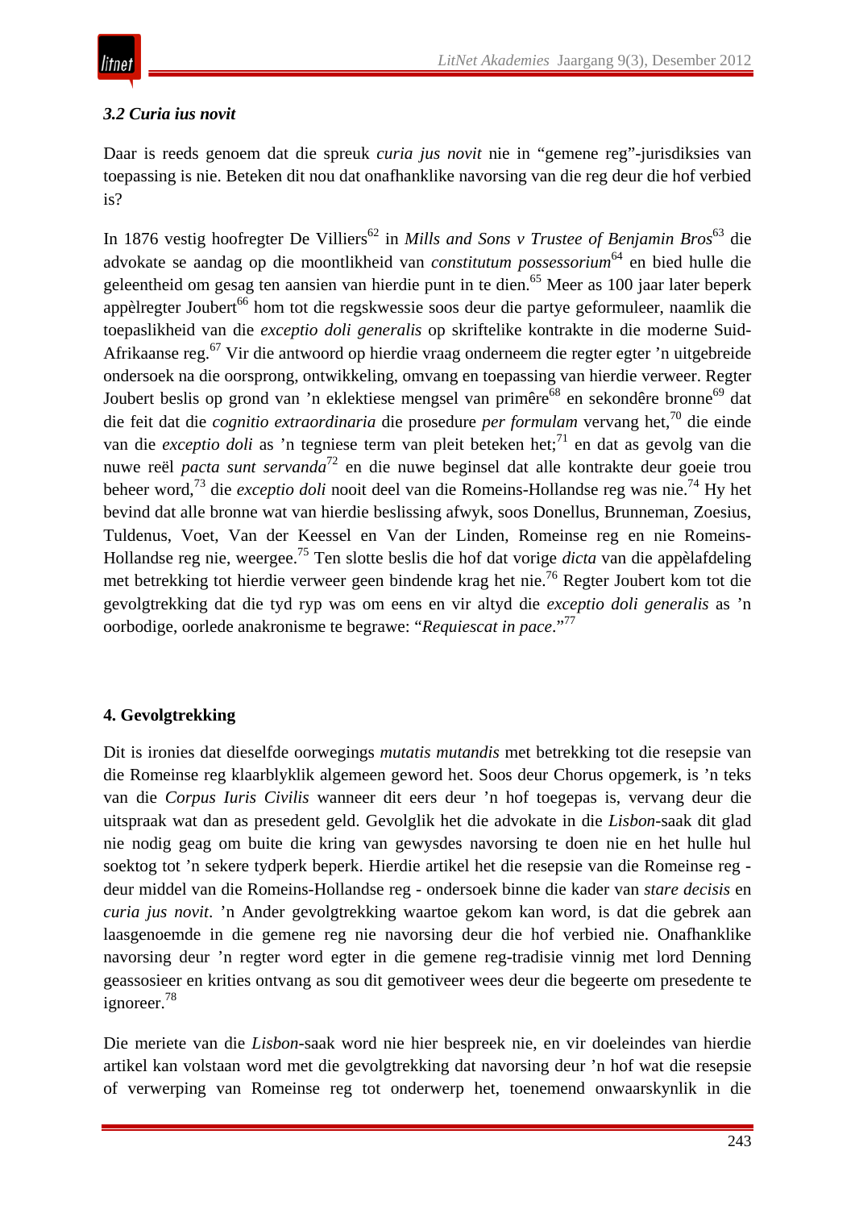### *3.2 Curia ius novit*

Daar is reeds genoem dat die spreuk *curia jus novit* nie in "gemene reg"-jurisdiksies van toepassing is nie. Beteken dit nou dat onafhanklike navorsing van die reg deur die hof verbied is?

In 1876 vestig hoofregter De Villiers[62] in *Mills and Sons v Trustee of Benjamin Bros*[63] die advokate se aandag op die moontlikheid van *constitutum possessorium*[64] en bied hulle die geleentheid om gesag ten aansien van hierdie punt in te dien.[65] Meer as 100 jaar later beperk appèlregter Joubert[66] hom tot die regskwessie soos deur die partye geformuleer, naamlik die toepaslikheid van die *exceptio doli generalis* op skriftelike kontrakte in die moderne Suid-Afrikaanse reg.[67] Vir die antwoord op hierdie vraag onderneem die regter egter 'n uitgebreide ondersoek na die oorsprong, ontwikkeling, omvang en toepassing van hierdie verweer. Regter Joubert beslis op grond van 'n eklektiese mengsel van primêre[68] en sekondêre bronne[69] dat die feit dat die *cognitio extraordinaria* die prosedure *per formulam* vervang het,[70] die einde van die *exceptio doli* as 'n tegniese term van pleit beteken het;[71] en dat as gevolg van die nuwe reël *pacta sunt servanda*[72] en die nuwe beginsel dat alle kontrakte deur goeie trou beheer word,[73] die *exceptio doli* nooit deel van die Romeins-Hollandse reg was nie.[74] Hy het bevind dat alle bronne wat van hierdie beslissing afwyk, soos Donellus, Brunneman, Zoesius, Tuldenus, Voet, Van der Keessel en Van der Linden, Romeinse reg en nie Romeins-Hollandse reg nie, weergee.[75] Ten slotte beslis die hof dat vorige *dicta* van die appèlafdeling met betrekking tot hierdie verweer geen bindende krag het nie.[76] Regter Joubert kom tot die gevolgtrekking dat die tyd ryp was om eens en vir altyd die *exceptio doli generalis* as 'n oorbodige, oorlede anakronisme te begrawe: "*Requiescat in pace*."[77]

## 4. Gevolgtrekking

Dit is ironies dat dieselfde oorwegings *mutatis mutandis* met betrekking tot die resepsie van die Romeinse reg klaarblyklik algemeen geword het. Soos deur Chorus opgemerk, is 'n teks van die *Corpus Iuris Civilis* wanneer dit eers deur 'n hof toegepas is, vervang deur die uitspraak wat dan as presedent geld. Gevolglik het die advokate in die *Lisbon*-saak dit glad nie nodig geag om buite die kring van gewysdes navorsing te doen nie en het hulle hul soektog tot 'n sekere tydperk beperk. Hierdie artikel het die resepsie van die Romeinse reg - deur middel van die Romeins-Hollandse reg - ondersoek binne die kader van *stare decisis* en *curia jus novit*. 'n Ander gevolgtrekking waartoe gekom kan word, is dat die gebrek aan laasgenoemde in die gemene reg nie navorsing deur die hof verbied nie. Onafhanklike navorsing deur 'n regter word egter in die gemene reg-tradisie vinnig met lord Denning geassosieer en krities ontvang as sou dit gemotiveer wees deur die begeerte om presedente te ignoreer.[78]

Die meriete van die *Lisbon*-saak word nie hier bespreek nie, en vir doeleindes van hierdie artikel kan volstaan word met die gevolgtrekking dat navorsing deur 'n hof wat die resepsie of verwerping van Romeinse reg tot onderwerp het, toenemend onwaarskynlik in die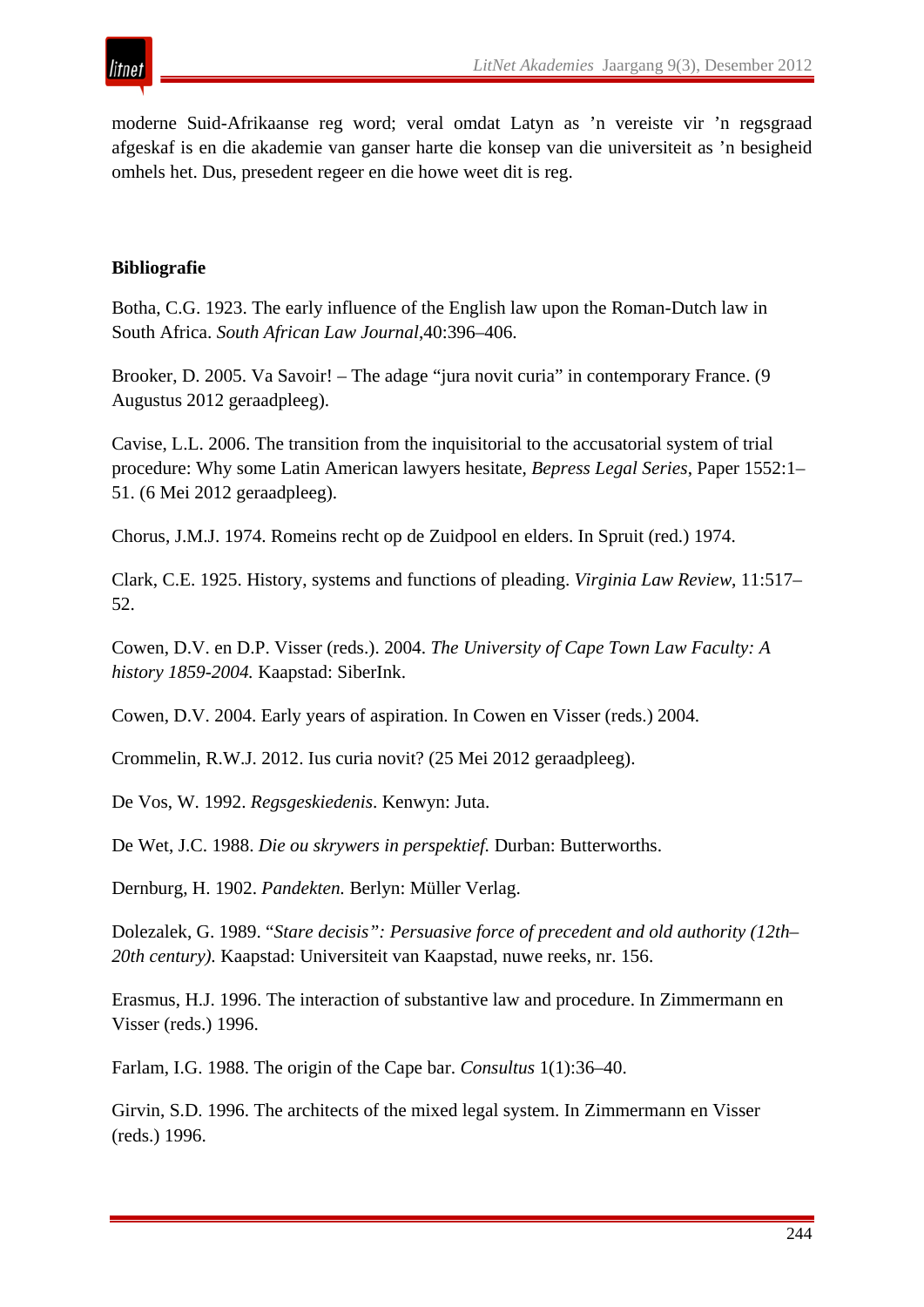moderne Suid-Afrikaanse reg word; veral omdat Latyn as ’n vereiste vir ’n regsgraad afgeskaf is en die akademie van ganser harte die konsep van die universiteit as ’n besigheid omhels het. Dus, presedent regeer en die howe weet dit is reg.

## Bibliografie

Botha, C.G. 1923. The early influence of the English law upon the Roman-Dutch law in South Africa. *South African Law Journal*,40:396–406.

Brooker, D. 2005. Va Savoir! – The adage “jura novit curia” in contemporary France. (9 Augustus 2012 geraadpleeg).

Cavise, L.L. 2006. The transition from the inquisitorial to the accusatorial system of trial procedure: Why some Latin American lawyers hesitate, *Bepress Legal Series*, Paper 1552:1–51. (6 Mei 2012 geraadpleeg).

Chorus, J.M.J. 1974. Romeins recht op de Zuidpool en elders. In Spruit (red.) 1974.

Clark, C.E. 1925. History, systems and functions of pleading. *Virginia Law Review*, 11:517–52.

Cowen, D.V. en D.P. Visser (reds.). 2004. *The University of Cape Town Law Faculty: A history 1859-2004.* Kaapstad: SiberInk.

Cowen, D.V. 2004. Early years of aspiration. In Cowen en Visser (reds.) 2004.

Crommelin, R.W.J. 2012. Ius curia novit? (25 Mei 2012 geraadpleeg).

De Vos, W. 1992. *Regsgeskiedenis*. Kenwyn: Juta.

De Wet, J.C. 1988. *Die ou skrywers in perspektief.* Durban: Butterworths.

Dernburg, H. 1902. *Pandekten.* Berlyn: Müller Verlag.

Dolezalek, G. 1989. “*Stare decisis”: Persuasive force of precedent and old authority (12th–20th century).* Kaapstad: Universiteit van Kaapstad, nuwe reeks, nr. 156.

Erasmus, H.J. 1996. The interaction of substantive law and procedure. In Zimmermann en Visser (reds.) 1996.

Farlam, I.G. 1988. The origin of the Cape bar. *Consultus* 1(1):36–40.

Girvin, S.D. 1996. The architects of the mixed legal system. In Zimmermann en Visser (reds.) 1996.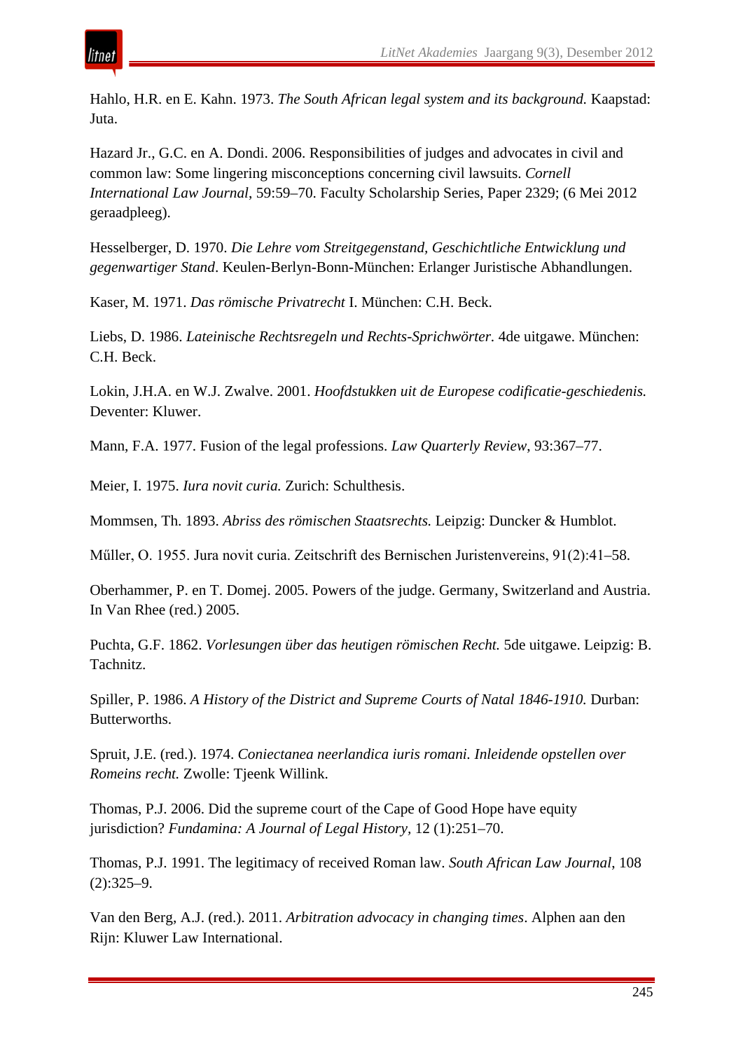Hahlo, H.R. en E. Kahn. 1973. *The South African legal system and its background.* Kaapstad: Juta.

Hazard Jr., G.C. en A. Dondi. 2006. Responsibilities of judges and advocates in civil and common law: Some lingering misconceptions concerning civil lawsuits. *Cornell International Law Journal*, 59:59–70. Faculty Scholarship Series, Paper 2329; (6 Mei 2012 geraadpleeg).

Hesselberger, D. 1970. *Die Lehre vom Streitgegenstand, Geschichtliche Entwicklung und gegenwartiger Stand*. Keulen-Berlyn-Bonn-München: Erlanger Juristische Abhandlungen.

Kaser, M. 1971. *Das römische Privatrecht* I. München: C.H. Beck.

Liebs, D. 1986. *Lateinische Rechtsregeln und Rechts-Sprichwörter.* 4de uitgawe. München: C.H. Beck.

Lokin, J.H.A. en W.J. Zwalve. 2001. *Hoofdstukken uit de Europese codificatie-geschiedenis.* Deventer: Kluwer.

Mann, F.A. 1977. Fusion of the legal professions. *Law Quarterly Review*, 93:367–77.

Meier, I. 1975. *Iura novit curia.* Zurich: Schulthesis.

Mommsen, Th. 1893. *Abriss des römischen Staatsrechts.* Leipzig: Duncker & Humblot.

Műller, O. 1955. Jura novit curia. Zeitschrift des Bernischen Juristenvereins, 91(2):41–58.

Oberhammer, P. en T. Domej. 2005. Powers of the judge. Germany, Switzerland and Austria. In Van Rhee (red.) 2005.

Puchta, G.F. 1862. *Vorlesungen über das heutigen römischen Recht.* 5de uitgawe. Leipzig: B. Tachnitz.

Spiller, P. 1986. *A History of the District and Supreme Courts of Natal 1846-1910.* Durban: Butterworths.

Spruit, J.E. (red.). 1974. *Coniectanea neerlandica iuris romani. Inleidende opstellen over Romeins recht.* Zwolle: Tjeenk Willink.

Thomas, P.J. 2006. Did the supreme court of the Cape of Good Hope have equity jurisdiction? *Fundamina: A Journal of Legal History*, 12 (1):251–70.

Thomas, P.J. 1991. The legitimacy of received Roman law. *South African Law Journal*, 108 (2):325–9.

Van den Berg, A.J. (red.). 2011. *Arbitration advocacy in changing times*. Alphen aan den Rijn: Kluwer Law International.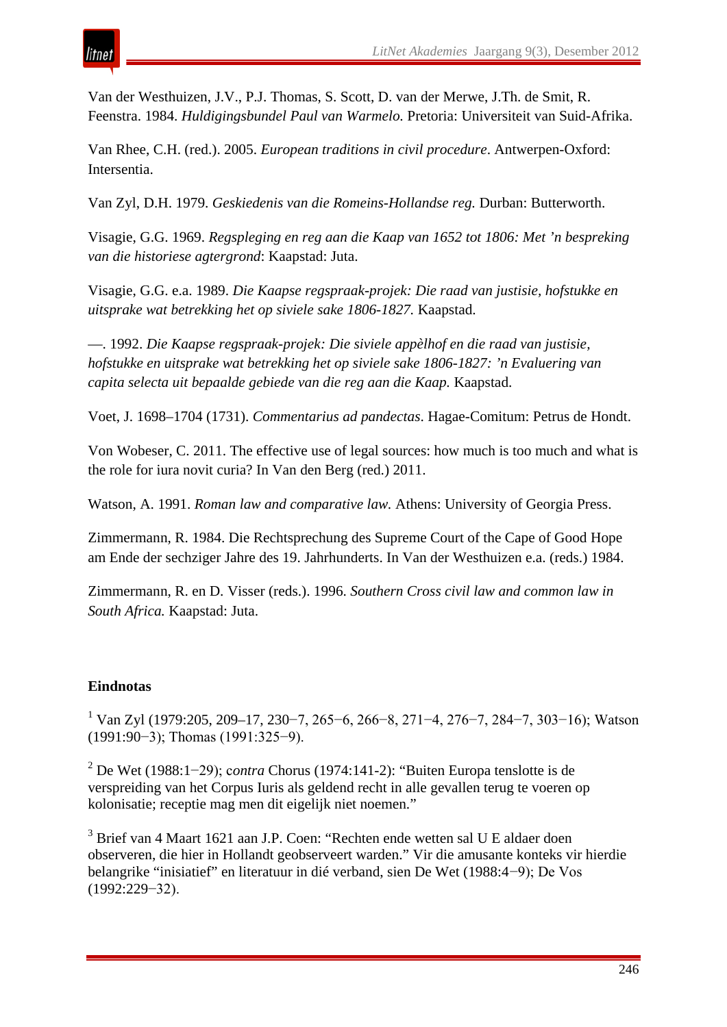Van der Westhuizen, J.V., P.J. Thomas, S. Scott, D. van der Merwe, J.Th. de Smit, R. Feenstra. 1984. *Huldigingsbundel Paul van Warmelo.* Pretoria: Universiteit van Suid-Afrika.

Van Rhee, C.H. (red.). 2005. *European traditions in civil procedure*. Antwerpen-Oxford: Intersentia.

Van Zyl, D.H. 1979. *Geskiedenis van die Romeins-Hollandse reg.* Durban: Butterworth.

Visagie, G.G. 1969. *Regspleging en reg aan die Kaap van 1652 tot 1806: Met 'n bespreking van die historiese agtergrond*: Kaapstad: Juta.

Visagie, G.G. e.a. 1989. *Die Kaapse regspraak-projek: Die raad van justisie, hofstukke en uitsprake wat betrekking het op siviele sake 1806-1827.* Kaapstad.

—. 1992. *Die Kaapse regspraak-projek: Die siviele appèlhof en die raad van justisie, hofstukke en uitsprake wat betrekking het op siviele sake 1806-1827: 'n Evaluering van capita selecta uit bepaalde gebiede van die reg aan die Kaap.* Kaapstad.

Voet, J. 1698–1704 (1731). *Commentarius ad pandectas*. Hagae-Comitum: Petrus de Hondt.

Von Wobeser, C. 2011. The effective use of legal sources: how much is too much and what is the role for iura novit curia? In Van den Berg (red.) 2011.

Watson, A. 1991. *Roman law and comparative law.* Athens: University of Georgia Press.

Zimmermann, R. 1984. Die Rechtsprechung des Supreme Court of the Cape of Good Hope am Ende der sechziger Jahre des 19. Jahrhunderts. In Van der Westhuizen e.a. (reds.) 1984.

Zimmermann, R. en D. Visser (reds.). 1996. *Southern Cross civil law and common law in South Africa.* Kaapstad: Juta.

## Eindnotas

[1] Van Zyl (1979:205, 209–17, 230−7, 265−6, 266−8, 271−4, 276−7, 284−7, 303−16); Watson (1991:90−3); Thomas (1991:325−9).

[2] De Wet (1988:1−29); c*ontra* Chorus (1974:141-2): "Buiten Europa tenslotte is de verspreiding van het Corpus Iuris als geldend recht in alle gevallen terug te voeren op kolonisatie; receptie mag men dit eigelijk niet noemen."

[3] Brief van 4 Maart 1621 aan J.P. Coen: "Rechten ende wetten sal U E aldaer doen observeren, die hier in Hollandt geobserveert warden." Vir die amusante konteks vir hierdie belangrike "inisiatief" en literatuur in dié verband, sien De Wet (1988:4−9); De Vos (1992:229−32).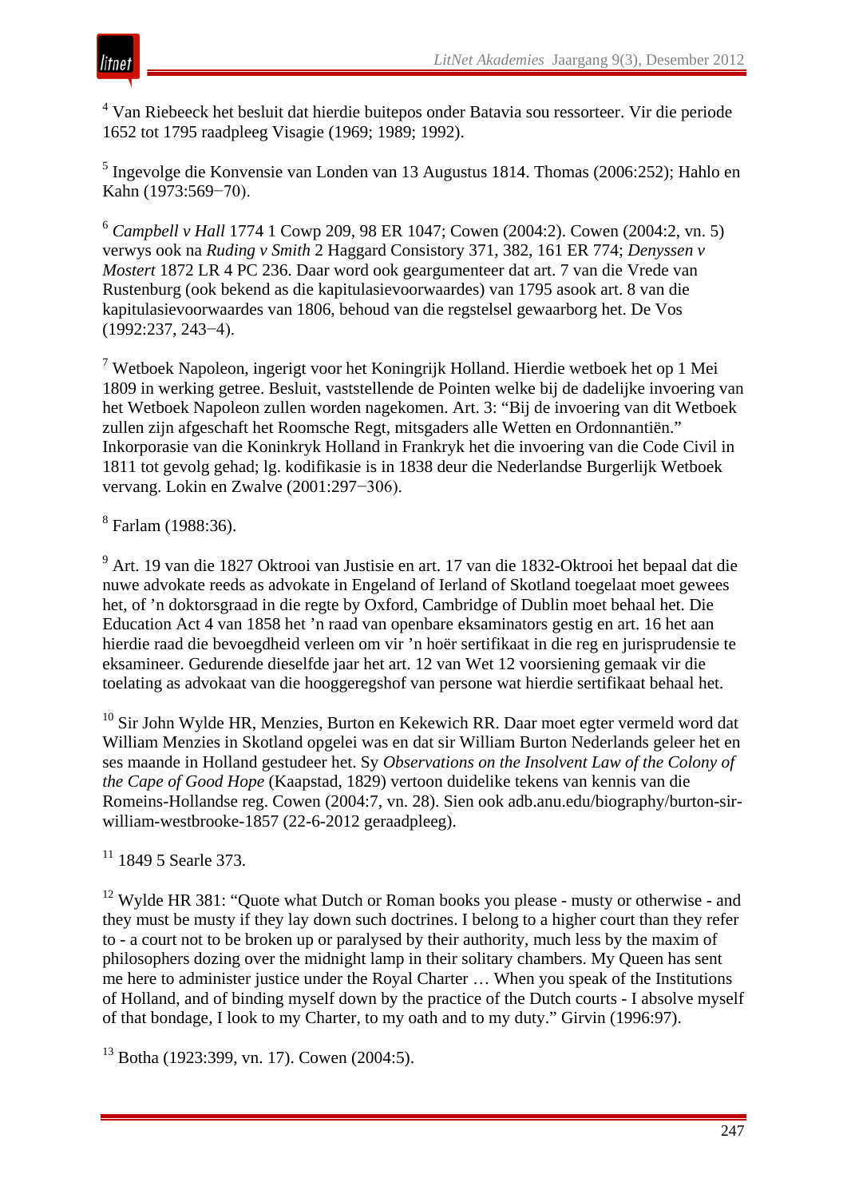[4] Van Riebeeck het besluit dat hierdie buitepos onder Batavia sou ressorteer. Vir die periode 1652 tot 1795 raadpleeg Visagie (1969; 1989; 1992).

[5] Ingevolge die Konvensie van Londen van 13 Augustus 1814. Thomas (2006:252); Hahlo en Kahn (1973:569−70).

[6] *Campbell v Hall* 1774 1 Cowp 209, 98 ER 1047; Cowen (2004:2). Cowen (2004:2, vn. 5) verwys ook na *Ruding v Smith* 2 Haggard Consistory 371, 382, 161 ER 774; *Denyssen v Mostert* 1872 LR 4 PC 236. Daar word ook geargumenteer dat art. 7 van die Vrede van Rustenburg (ook bekend as die kapitulasievoorwaardes) van 1795 asook art. 8 van die kapitulasievoorwaardes van 1806, behoud van die regstelsel gewaarborg het. De Vos (1992:237, 243−4).

[7] Wetboek Napoleon, ingerigt voor het Koningrijk Holland. Hierdie wetboek het op 1 Mei 1809 in werking getree. Besluit, vaststellende de Pointen welke bij de dadelijke invoering van het Wetboek Napoleon zullen worden nagekomen. Art. 3: "Bij de invoering van dit Wetboek zullen zijn afgeschaft het Roomsche Regt, mitsgaders alle Wetten en Ordonnantiën." Inkorporasie van die Koninkryk Holland in Frankryk het die invoering van die Code Civil in 1811 tot gevolg gehad; lg. kodifikasie is in 1838 deur die Nederlandse Burgerlijk Wetboek vervang. Lokin en Zwalve (2001:297−306).

[8] Farlam (1988:36).

[9] Art. 19 van die 1827 Oktrooi van Justisie en art. 17 van die 1832-Oktrooi het bepaal dat die nuwe advokate reeds as advokate in Engeland of Ierland of Skotland toegelaat moet gewees het, of 'n doktorsgraad in die regte by Oxford, Cambridge of Dublin moet behaal het. Die Education Act 4 van 1858 het 'n raad van openbare eksaminators gestig en art. 16 het aan hierdie raad die bevoegdheid verleen om vir 'n hoër sertifikaat in die reg en jurisprudensie te eksamineer. Gedurende dieselfde jaar het art. 12 van Wet 12 voorsiening gemaak vir die toelating as advokaat van die hooggeregshof van persone wat hierdie sertifikaat behaal het.

[10] Sir John Wylde HR, Menzies, Burton en Kekewich RR. Daar moet egter vermeld word dat William Menzies in Skotland opgelei was en dat sir William Burton Nederlands geleer het en ses maande in Holland gestudeer het. Sy *Observations on the Insolvent Law of the Colony of the Cape of Good Hope* (Kaapstad, 1829) vertoon duidelike tekens van kennis van die Romeins-Hollandse reg. Cowen (2004:7, vn. 28). Sien ook adb.anu.edu/biography/burton-sir-william-westbrooke-1857 (22-6-2012 geraadpleeg).

[11] 1849 5 Searle 373.

[12] Wylde HR 381: "Quote what Dutch or Roman books you please - musty or otherwise - and they must be musty if they lay down such doctrines. I belong to a higher court than they refer to - a court not to be broken up or paralysed by their authority, much less by the maxim of philosophers dozing over the midnight lamp in their solitary chambers. My Queen has sent me here to administer justice under the Royal Charter … When you speak of the Institutions of Holland, and of binding myself down by the practice of the Dutch courts - I absolve myself of that bondage, I look to my Charter, to my oath and to my duty." Girvin (1996:97).

[13] Botha (1923:399, vn. 17). Cowen (2004:5).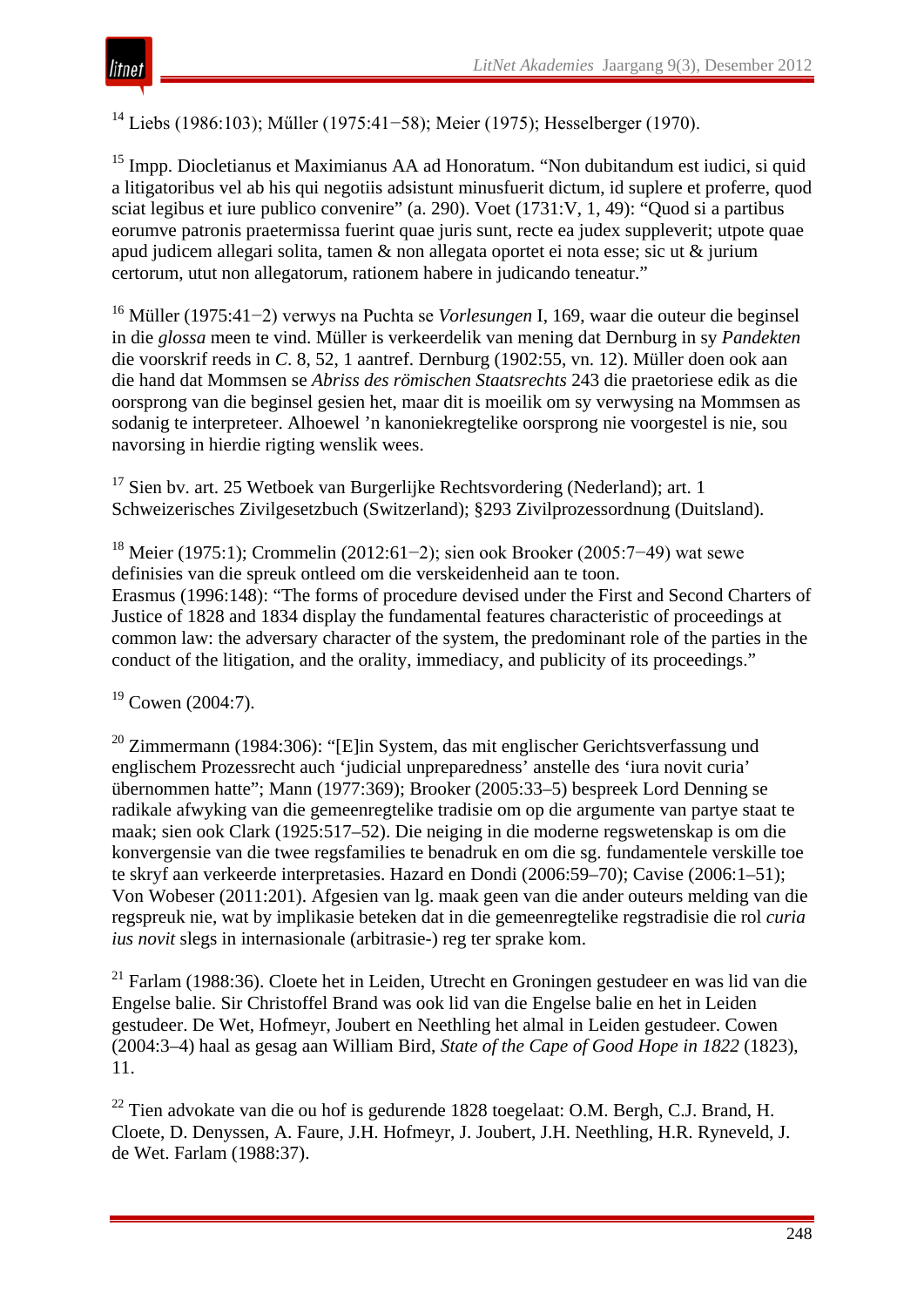[14] Liebs (1986:103); Műller (1975:41−58); Meier (1975); Hesselberger (1970).

[15] Impp. Diocletianus et Maximianus AA ad Honoratum. "Non dubitandum est iudici, si quid a litigatoribus vel ab his qui negotiis adsistunt minusfuerit dictum, id suplere et proferre, quod sciat legibus et iure publico convenire" (a. 290). Voet (1731:V, 1, 49): "Quod si a partibus eorumve patronis praetermissa fuerint quae juris sunt, recte ea judex suppleverit; utpote quae apud judicem allegari solita, tamen & non allegata oportet ei nota esse; sic ut & jurium certorum, utut non allegatorum, rationem habere in judicando teneatur."

[16] Müller (1975:41−2) verwys na Puchta se *Vorlesungen* I, 169, waar die outeur die beginsel in die *glossa* meen te vind. Müller is verkeerdelik van mening dat Dernburg in sy *Pandekten* die voorskrif reeds in *C*. 8, 52, 1 aantref. Dernburg (1902:55, vn. 12). Müller doen ook aan die hand dat Mommsen se *Abriss des römischen Staatsrechts* 243 die praetoriese edik as die oorsprong van die beginsel gesien het, maar dit is moeilik om sy verwysing na Mommsen as sodanig te interpreteer. Alhoewel 'n kanoniekregtelike oorsprong nie voorgestel is nie, sou navorsing in hierdie rigting wenslik wees.

[17] Sien bv. art. 25 Wetboek van Burgerlijke Rechtsvordering (Nederland); art. 1 Schweizerisches Zivilgesetzbuch (Switzerland); §293 Zivilprozessordnung (Duitsland).

[18] Meier (1975:1); Crommelin (2012:61−2); sien ook Brooker (2005:7−49) wat sewe definisies van die spreuk ontleed om die verskeidenheid aan te toon.
Erasmus (1996:148): "The forms of procedure devised under the First and Second Charters of Justice of 1828 and 1834 display the fundamental features characteristic of proceedings at common law: the adversary character of the system, the predominant role of the parties in the conduct of the litigation, and the orality, immediacy, and publicity of its proceedings."

[19] Cowen (2004:7).

[20] Zimmermann (1984:306): "[E]in System, das mit englischer Gerichtsverfassung und englischem Prozessrecht auch 'judicial unpreparedness' anstelle des 'iura novit curia' übernommen hatte"; Mann (1977:369); Brooker (2005:33–5) bespreek Lord Denning se radikale afwyking van die gemeenregtelike tradisie om op die argumente van partye staat te maak; sien ook Clark (1925:517–52). Die neiging in die moderne regswetenskap is om die konvergensie van die twee regsfamilies te benadruk en om die sg. fundamentele verskille toe te skryf aan verkeerde interpretasies. Hazard en Dondi (2006:59–70); Cavise (2006:1–51); Von Wobeser (2011:201). Afgesien van lg. maak geen van die ander outeurs melding van die regspreuk nie, wat by implikasie beteken dat in die gemeenregtelike regstradisie die rol *curia ius novit* slegs in internasionale (arbitrasie-) reg ter sprake kom.

[21] Farlam (1988:36). Cloete het in Leiden, Utrecht en Groningen gestudeer en was lid van die Engelse balie. Sir Christoffel Brand was ook lid van die Engelse balie en het in Leiden gestudeer. De Wet, Hofmeyr, Joubert en Neethling het almal in Leiden gestudeer. Cowen (2004:3–4) haal as gesag aan William Bird, *State of the Cape of Good Hope in 1822* (1823), 11.

[22] Tien advokate van die ou hof is gedurende 1828 toegelaat: O.M. Bergh, C.J. Brand, H. Cloete, D. Denyssen, A. Faure, J.H. Hofmeyr, J. Joubert, J.H. Neethling, H.R. Ryneveld, J. de Wet. Farlam (1988:37).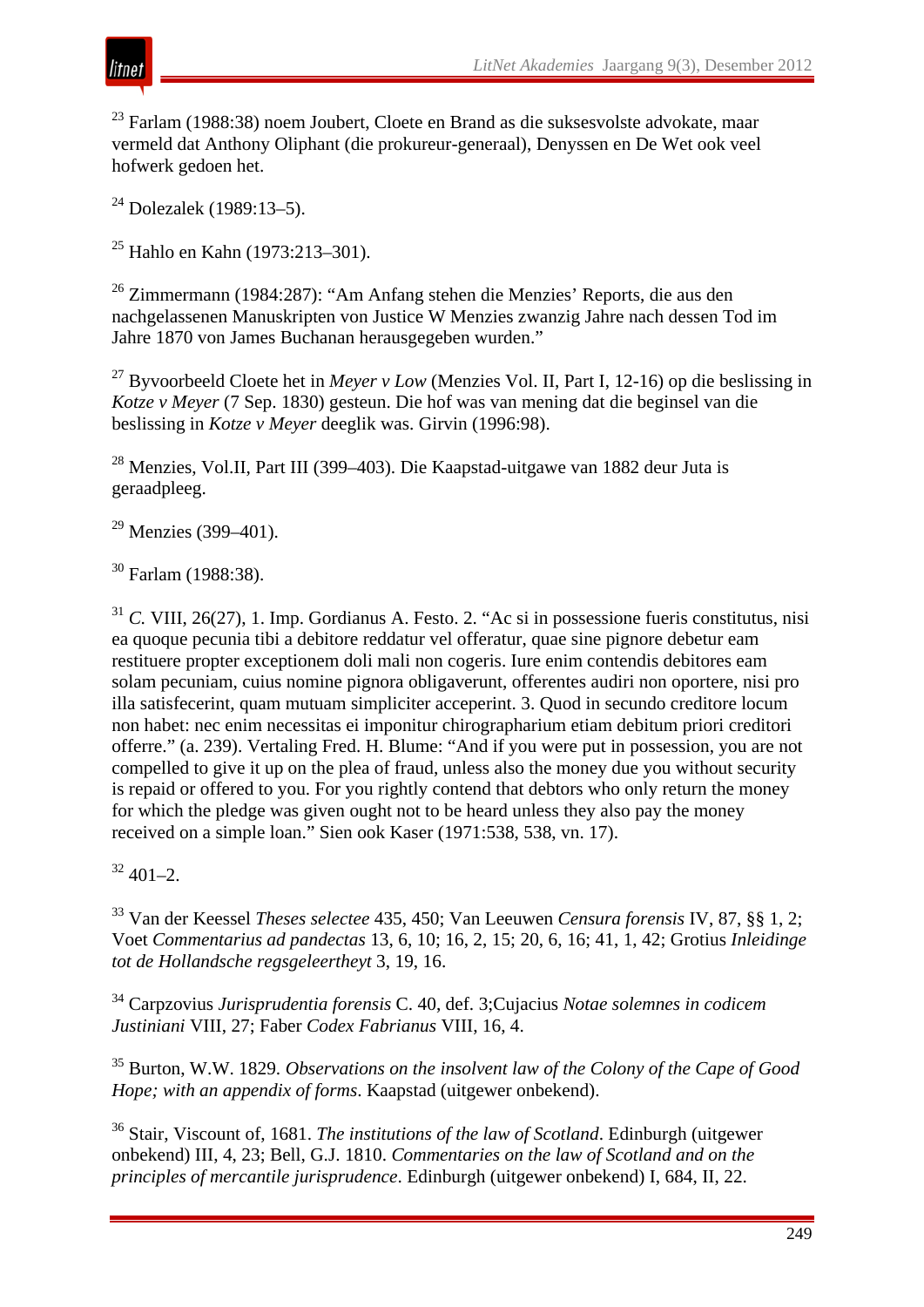[23] Farlam (1988:38) noem Joubert, Cloete en Brand as die suksesvolste advokate, maar vermeld dat Anthony Oliphant (die prokureur-generaal), Denyssen en De Wet ook veel hofwerk gedoen het.

[24] Dolezalek (1989:13–5).

[25] Hahlo en Kahn (1973:213–301).

[26] Zimmermann (1984:287): "Am Anfang stehen die Menzies' Reports, die aus den nachgelassenen Manuskripten von Justice W Menzies zwanzig Jahre nach dessen Tod im Jahre 1870 von James Buchanan herausgegeben wurden."

[27] Byvoorbeeld Cloete het in *Meyer v Low* (Menzies Vol. II, Part I, 12-16) op die beslissing in *Kotze v Meyer* (7 Sep. 1830) gesteun. Die hof was van mening dat die beginsel van die beslissing in *Kotze v Meyer* deeglik was. Girvin (1996:98).

[28] Menzies, Vol.II, Part III (399–403). Die Kaapstad-uitgawe van 1882 deur Juta is geraadpleeg.

[29] Menzies (399–401).

[30] Farlam (1988:38).

[31] *C.* VIII, 26(27), 1. Imp. Gordianus A. Festo. 2. "Ac si in possessione fueris constitutus, nisi ea quoque pecunia tibi a debitore reddatur vel offeratur, quae sine pignore debetur eam restituere propter exceptionem doli mali non cogeris. Iure enim contendis debitores eam solam pecuniam, cuius nomine pignora obligaverunt, offerentes audiri non oportere, nisi pro illa satisfecerint, quam mutuam simpliciter acceperint. 3. Quod in secundo creditore locum non habet: nec enim necessitas ei imponitur chirographarium etiam debitum priori creditori offerre." (a. 239). Vertaling Fred. H. Blume: "And if you were put in possession, you are not compelled to give it up on the plea of fraud, unless also the money due you without security is repaid or offered to you. For you rightly contend that debtors who only return the money for which the pledge was given ought not to be heard unless they also pay the money received on a simple loan." Sien ook Kaser (1971:538, 538, vn. 17).

[32] 401–2.

[33] Van der Keessel *Theses selectee* 435, 450; Van Leeuwen *Censura forensis* IV, 87, §§ 1, 2; Voet *Commentarius ad pandectas* 13, 6, 10; 16, 2, 15; 20, 6, 16; 41, 1, 42; Grotius *Inleidinge tot de Hollandsche regsgeleertheyt* 3, 19, 16.

[34] Carpzovius *Jurisprudentia forensis* C. 40, def. 3;Cujacius *Notae solemnes in codicem Justiniani* VIII, 27; Faber *Codex Fabrianus* VIII, 16, 4.

[35] Burton, W.W. 1829. *Observations on the insolvent law of the Colony of the Cape of Good Hope; with an appendix of forms*. Kaapstad (uitgewer onbekend).

[36] Stair, Viscount of, 1681. *The institutions of the law of Scotland*. Edinburgh (uitgewer onbekend) III, 4, 23; Bell, G.J. 1810. *Commentaries on the law of Scotland and on the principles of mercantile jurisprudence*. Edinburgh (uitgewer onbekend) I, 684, II, 22.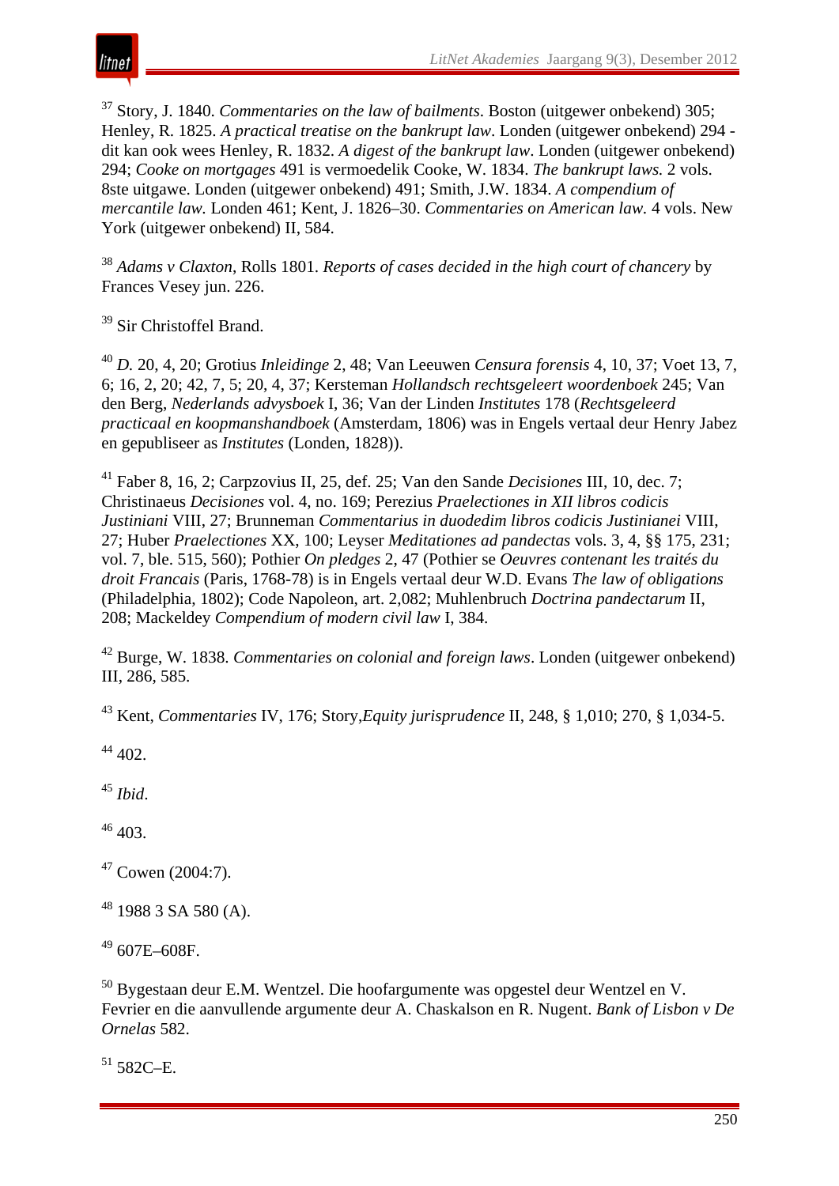[37] Story, J. 1840. *Commentaries on the law of bailments*. Boston (uitgewer onbekend) 305; Henley, R. 1825. *A practical treatise on the bankrupt law*. Londen (uitgewer onbekend) 294 - dit kan ook wees Henley, R. 1832. *A digest of the bankrupt law*. Londen (uitgewer onbekend) 294; *Cooke on mortgages* 491 is vermoedelik Cooke, W. 1834. *The bankrupt laws.* 2 vols. 8ste uitgawe. Londen (uitgewer onbekend) 491; Smith, J.W. 1834. *A compendium of mercantile law.* Londen 461; Kent, J. 1826–30. *Commentaries on American law.* 4 vols. New York (uitgewer onbekend) II, 584.

[38] *Adams v Claxton*, Rolls 1801. *Reports of cases decided in the high court of chancery* by Frances Vesey jun. 226.

[39] Sir Christoffel Brand.

[40] *D.* 20, 4, 20; Grotius *Inleidinge* 2, 48; Van Leeuwen *Censura forensis* 4, 10, 37; Voet 13, 7, 6; 16, 2, 20; 42, 7, 5; 20, 4, 37; Kersteman *Hollandsch rechtsgeleert woordenboek* 245; Van den Berg, *Nederlands advysboek* I, 36; Van der Linden *Institutes* 178 (*Rechtsgeleerd practicaal en koopmanshandboek* (Amsterdam, 1806) was in Engels vertaal deur Henry Jabez en gepubliseer as *Institutes* (Londen, 1828)).

[41] Faber 8, 16, 2; Carpzovius II, 25, def. 25; Van den Sande *Decisiones* III, 10, dec. 7; Christinaeus *Decisiones* vol. 4, no. 169; Perezius *Praelectiones in XII libros codicis Justiniani* VIII, 27; Brunneman *Commentarius in duodedim libros codicis Justinianei* VIII, 27; Huber *Praelectiones* XX, 100; Leyser *Meditationes ad pandectas* vols. 3, 4, §§ 175, 231; vol. 7, ble. 515, 560); Pothier *On pledges* 2, 47 (Pothier se *Oeuvres contenant les traités du droit Francais* (Paris, 1768-78) is in Engels vertaal deur W.D. Evans *The law of obligations* (Philadelphia, 1802); Code Napoleon, art. 2,082; Muhlenbruch *Doctrina pandectarum* II, 208; Mackeldey *Compendium of modern civil law* I, 384.

[42] Burge, W. 1838. *Commentaries on colonial and foreign laws*. Londen (uitgewer onbekend) III, 286, 585.

[43] Kent, *Commentaries* IV, 176; Story,*Equity jurisprudence* II, 248, § 1,010; 270, § 1,034-5.

[44] 402.

[45] *Ibid*.

[46] 403.

[47] Cowen (2004:7).

[48] 1988 3 SA 580 (A).

[49] 607E–608F.

[50] Bygestaan deur E.M. Wentzel. Die hoofargumente was opgestel deur Wentzel en V. Fevrier en die aanvullende argumente deur A. Chaskalson en R. Nugent. *Bank of Lisbon v De Ornelas* 582.

[51] 582C–E.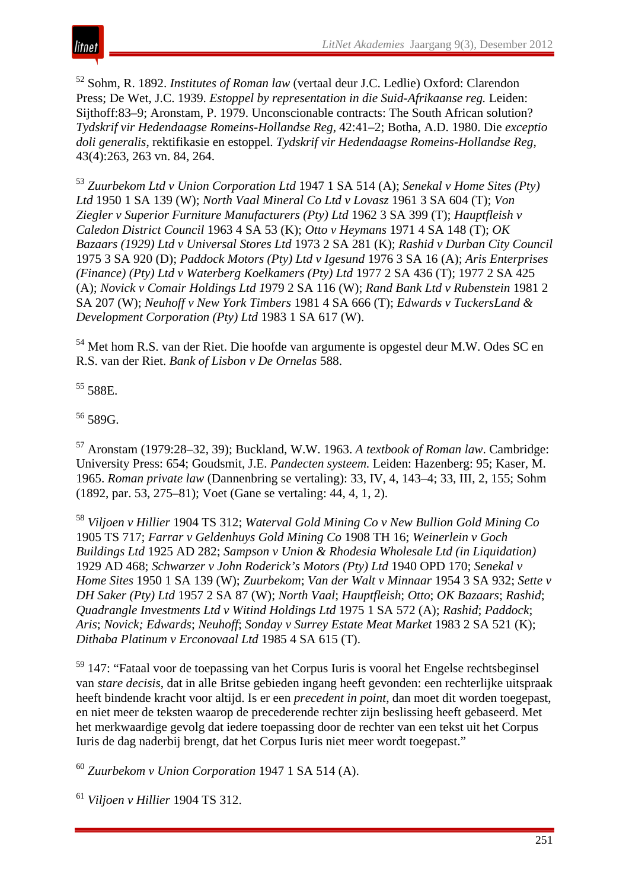[52] Sohm, R. 1892. *Institutes of Roman law* (vertaal deur J.C. Ledlie) Oxford: Clarendon Press; De Wet, J.C. 1939. *Estoppel by representation in die Suid-Afrikaanse reg.* Leiden: Sijthoff:83–9; Aronstam, P. 1979. Unconscionable contracts: The South African solution? *Tydskrif vir Hedendaagse Romeins-Hollandse Reg*, 42:41–2; Botha, A.D. 1980. Die *exceptio doli generalis*, rektifikasie en estoppel. *Tydskrif vir Hedendaagse Romeins-Hollandse Reg*, 43(4):263, 263 vn. 84, 264.

[53] *Zuurbekom Ltd v Union Corporation Ltd* 1947 1 SA 514 (A); *Senekal v Home Sites (Pty) Ltd* 1950 1 SA 139 (W); *North Vaal Mineral Co Ltd v Lovasz* 1961 3 SA 604 (T); *Von Ziegler v Superior Furniture Manufacturers (Pty) Ltd* 1962 3 SA 399 (T); *Hauptfleish v Caledon District Council* 1963 4 SA 53 (K); *Otto v Heymans* 1971 4 SA 148 (T); *OK Bazaars (1929) Ltd v Universal Stores Ltd* 1973 2 SA 281 (K); *Rashid v Durban City Council* 1975 3 SA 920 (D); *Paddock Motors (Pty) Ltd v Igesund* 1976 3 SA 16 (A); *Aris Enterprises (Finance) (Pty) Ltd v Waterberg Koelkamers (Pty) Ltd* 1977 2 SA 436 (T); 1977 2 SA 425 (A); *Novick v Comair Holdings Ltd* 1979 2 SA 116 (W); *Rand Bank Ltd v Rubenstein* 1981 2 SA 207 (W); *Neuhoff v New York Timbers* 1981 4 SA 666 (T); *Edwards v TuckersLand & Development Corporation (Pty) Ltd* 1983 1 SA 617 (W).

[54] Met hom R.S. van der Riet. Die hoofde van argumente is opgestel deur M.W. Odes SC en R.S. van der Riet. *Bank of Lisbon v De Ornelas* 588.

[55] 588E.

[56] 589G.

[57] Aronstam (1979:28–32, 39); Buckland, W.W. 1963. *A textbook of Roman law*. Cambridge: University Press: 654; Goudsmit, J.E. *Pandecten systeem.* Leiden: Hazenberg: 95; Kaser, M. 1965. *Roman private law* (Dannenbring se vertaling): 33, IV, 4, 143–4; 33, III, 2, 155; Sohm (1892, par. 53, 275–81); Voet (Gane se vertaling: 44, 4, 1, 2).

[58] *Viljoen v Hillier* 1904 TS 312; *Waterval Gold Mining Co v New Bullion Gold Mining Co* 1905 TS 717; *Farrar v Geldenhuys Gold Mining Co* 1908 TH 16; *Weinerlein v Goch Buildings Ltd* 1925 AD 282; *Sampson v Union & Rhodesia Wholesale Ltd (in Liquidation)* 1929 AD 468; *Schwarzer v John Roderick's Motors (Pty) Ltd* 1940 OPD 170; *Senekal v Home Sites* 1950 1 SA 139 (W); *Zuurbekom*; *Van der Walt v Minnaar* 1954 3 SA 932; *Sette v DH Saker (Pty) Ltd* 1957 2 SA 87 (W); *North Vaal*; *Hauptfleish*; *Otto*; *OK Bazaars*; *Rashid*; *Quadrangle Investments Ltd v Witind Holdings Ltd* 1975 1 SA 572 (A); *Rashid*; *Paddock*; *Aris*; *Novick; Edwards*; *Neuhoff*; *Sonday v Surrey Estate Meat Market* 1983 2 SA 521 (K); *Dithaba Platinum v Erconovaal Ltd* 1985 4 SA 615 (T).

[59] 147: "Fataal voor de toepassing van het Corpus Iuris is vooral het Engelse rechtsbeginsel van *stare decisis*, dat in alle Britse gebieden ingang heeft gevonden: een rechterlijke uitspraak heeft bindende kracht voor altijd. Is er een *precedent in point*, dan moet dit worden toegepast, en niet meer de teksten waarop de precederende rechter zijn beslissing heeft gebaseerd. Met het merkwaardige gevolg dat iedere toepassing door de rechter van een tekst uit het Corpus Iuris de dag naderbij brengt, dat het Corpus Iuris niet meer wordt toegepast."

[60] *Zuurbekom v Union Corporation* 1947 1 SA 514 (A).

[61] *Viljoen v Hillier* 1904 TS 312.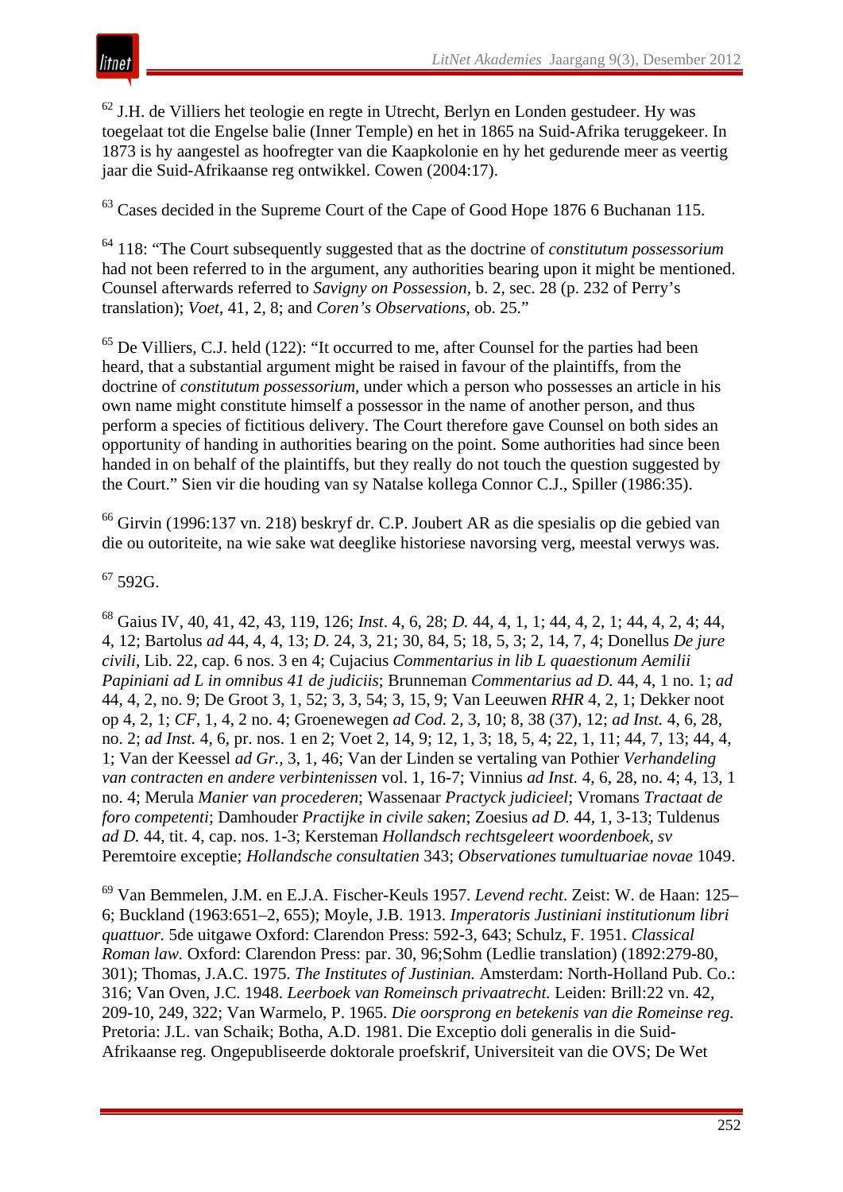[62] J.H. de Villiers het teologie en regte in Utrecht, Berlyn en Londen gestudeer. Hy was toegelaat tot die Engelse balie (Inner Temple) en het in 1865 na Suid-Afrika teruggekeer. In 1873 is hy aangestel as hoofregter van die Kaapkolonie en hy het gedurende meer as veertig jaar die Suid-Afrikaanse reg ontwikkel. Cowen (2004:17).

[63] Cases decided in the Supreme Court of the Cape of Good Hope 1876 6 Buchanan 115.

[64] 118: "The Court subsequently suggested that as the doctrine of *constitutum possessorium* had not been referred to in the argument, any authorities bearing upon it might be mentioned. Counsel afterwards referred to *Savigny on Possession*, b. 2, sec. 28 (p. 232 of Perry's translation); *Voet*, 41, 2, 8; and *Coren's Observations*, ob. 25."

[65] De Villiers, C.J. held (122): "It occurred to me, after Counsel for the parties had been heard, that a substantial argument might be raised in favour of the plaintiffs, from the doctrine of *constitutum possessorium*, under which a person who possesses an article in his own name might constitute himself a possessor in the name of another person, and thus perform a species of fictitious delivery. The Court therefore gave Counsel on both sides an opportunity of handing in authorities bearing on the point. Some authorities had since been handed in on behalf of the plaintiffs, but they really do not touch the question suggested by the Court." Sien vir die houding van sy Natalse kollega Connor C.J., Spiller (1986:35).

[66] Girvin (1996:137 vn. 218) beskryf dr. C.P. Joubert AR as die spesialis op die gebied van die ou outoriteite, na wie sake wat deeglike historiese navorsing verg, meestal verwys was.

[67] 592G.

[68] Gaius IV, 40, 41, 42, 43, 119, 126; *Inst*. 4, 6, 28; *D.* 44, 4, 1, 1; 44, 4, 2, 1; 44, 4, 2, 4; 44, 4, 12; Bartolus *ad* 44, 4, 4, 13; *D.* 24, 3, 21; 30, 84, 5; 18, 5, 3; 2, 14, 7, 4; Donellus *De jure civili*, Lib. 22, cap. 6 nos. 3 en 4; Cujacius *Commentarius in lib L quaestionum Aemilii Papiniani ad L in omnibus 41 de judiciis*; Brunneman *Commentarius ad D.* 44, 4, 1 no. 1; *ad* 44, 4, 2, no. 9; De Groot 3, 1, 52; 3, 3, 54; 3, 15, 9; Van Leeuwen *RHR* 4, 2, 1; Dekker noot op 4, 2, 1; *CF*, 1, 4, 2 no. 4; Groenewegen *ad Cod.* 2, 3, 10; 8, 38 (37), 12; *ad Inst.* 4, 6, 28, no. 2; *ad Inst.* 4, 6, pr. nos. 1 en 2; Voet 2, 14, 9; 12, 1, 3; 18, 5, 4; 22, 1, 11; 44, 7, 13; 44, 4, 1; Van der Keessel *ad Gr.,* 3, 1, 46; Van der Linden se vertaling van Pothier *Verhandeling van contracten en andere verbintenissen* vol. 1, 16-7; Vinnius *ad Inst.* 4, 6, 28, no. 4; 4, 13, 1 no. 4; Merula *Manier van procederen*; Wassenaar *Practyk judicieel*; Vromans *Tractaat de foro competenti*; Damhouder *Practijke in civile saken*; Zoesius *ad D.* 44, 1, 3-13; Tuldenus *ad D.* 44, tit. 4, cap. nos. 1-3; Kersteman *Hollandsch rechtsgeleert woordenboek, sv* Peremtoire exceptie; *Hollandsche consultatien* 343; *Observationes tumultuariae novae* 1049.

[69] Van Bemmelen, J.M. en E.J.A. Fischer-Keuls 1957. *Levend recht*. Zeist: W. de Haan: 125–6; Buckland (1963:651–2, 655); Moyle, J.B. 1913. *Imperatoris Justiniani institutionum libri quattuor.* 5de uitgawe Oxford: Clarendon Press: 592-3, 643; Schulz, F. 1951. *Classical Roman law.* Oxford: Clarendon Press: par. 30, 96;Sohm (Ledlie translation) (1892:279-80, 301); Thomas, J.A.C. 1975. *The Institutes of Justinian.* Amsterdam: North-Holland Pub. Co.: 316; Van Oven, J.C. 1948. *Leerboek van Romeinsch privaatrecht.* Leiden: Brill:22 vn. 42, 209-10, 249, 322; Van Warmelo, P. 1965. *Die oorsprong en betekenis van die Romeinse reg.* Pretoria: J.L. van Schaik; Botha, A.D. 1981. Die Exceptio doli generalis in die Suid-Afrikaanse reg. Ongepubliseerde doktorale proefskrif, Universiteit van die OVS; De Wet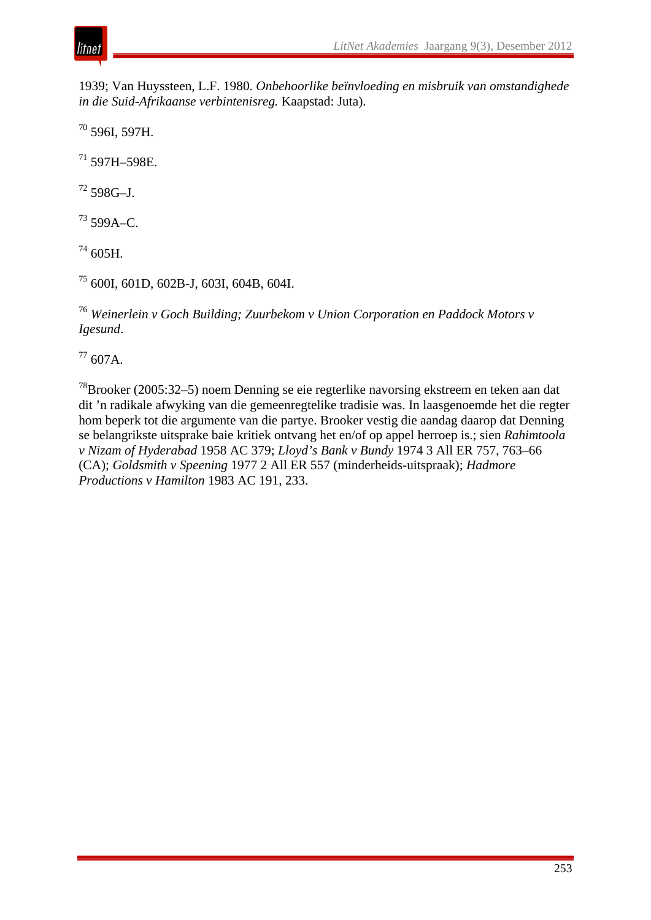1939; Van Huyssteen, L.F. 1980. *Onbehoorlike beïnvloeding en misbruik van omstandighede in die Suid-Afrikaanse verbintenisreg.* Kaapstad: Juta).

[70] 596I, 597H.

[71] 597H–598E.

[72] 598G–J.

[73] 599A–C.

[74] 605H.

[75] 600I, 601D, 602B-J, 603I, 604B, 604I.

[76] *Weinerlein v Goch Building; Zuurbekom v Union Corporation en Paddock Motors v Igesund*.

[77] 607A.

[78]Brooker (2005:32–5) noem Denning se eie regterlike navorsing ekstreem en teken aan dat dit 'n radikale afwyking van die gemeenregtelike tradisie was. In laasgenoemde het die regter hom beperk tot die argumente van die partye. Brooker vestig die aandag daarop dat Denning se belangrikste uitsprake baie kritiek ontvang het en/of op appel herroep is.; sien *Rahimtoola v Nizam of Hyderabad* 1958 AC 379; *Lloyd's Bank v Bundy* 1974 3 All ER 757, 763–66 (CA); *Goldsmith v Speening* 1977 2 All ER 557 (minderheids-uitspraak); *Hadmore Productions v Hamilton* 1983 AC 191, 233.